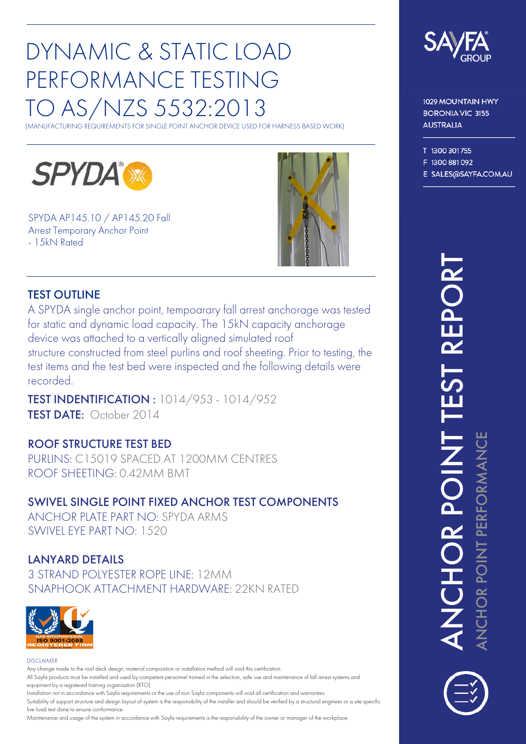# DYNAMIC & STATIC LOAD PERFORMANCE TESTING TO AS/NZS 5532:2013

(MANUFACTURING REQUIREMENTS FOR SINGLE POINT ANCHOR DEVICE USED FOR HARNESS BASED WORK)

SPYDA®

SPYDA AP145.10 / AP145.20 Fall Arrest Temporary Anchor Point - 15kN Rated

## TEST OUTLINE

A SPYDA single anchor point, tempoarary fall arrest anchorage was tested for static and dynamic load capacity. The 15kN capacity anchorage device was attached to a vertically aligned simulated roof structure constructed from steel purlins and roof sheeting. Prior to testing, the test items and the test bed were inspected and the following details were recorded.

**TEST INDENTIFICATION :** 1014/953 - 1014/952

**TEST DATE:** October 2014

## ROOF STRUCTURE TEST BED

PURLINS: C15019 SPACED AT 1200MM CENTRES

ROOF SHEETING: 0.42MM BMT

## SWIVEL SINGLE POINT FIXED ANCHOR TEST COMPONENTS

ANCHOR PLATE PART NO: SPYDA ARMS

SWIVEL EYE PART NO: 1520

## LANYARD DETAILS

3 STRAND POLYESTER ROPE LINE: 12MM

SNAPHOOK ATTACHMENT HARDWARE: 22KN RATED

QAS INTERNATIONAL ISO 9001:2008 REGISTERED FIRM

DISCLAIMER

Any change made to the roof deck design, material composition or installation method will void this certification.

All Sayfa products must be installed and used by competent personnel trained in the selection, safe use and maintenance of fall arrest systems and equipment by a registered training organisation (RTO).

Installation not in accordance with Sayfa requirements or the use of non Sayfa components will void all certification and warranties.

Suitability of support structure and design layout of system is the responsibility of the installer and should be verified by a structural engineer or a site specific live load test done to ensure conformance.

Maintenance and usage of the system in accordance with Sayfa requirements is the responsibility of the owner or manager of the workplace.

SAYFA® GROUP

1029 MOUNTAIN HWY
BORONIA VIC 3155
AUSTRALIA

T 1300 301 755
F 1300 881 092
E SALES@SAYFA.COM.AU

ANCHOR POINT TEST REPORT

ANCHOR POINT PERFORMANCE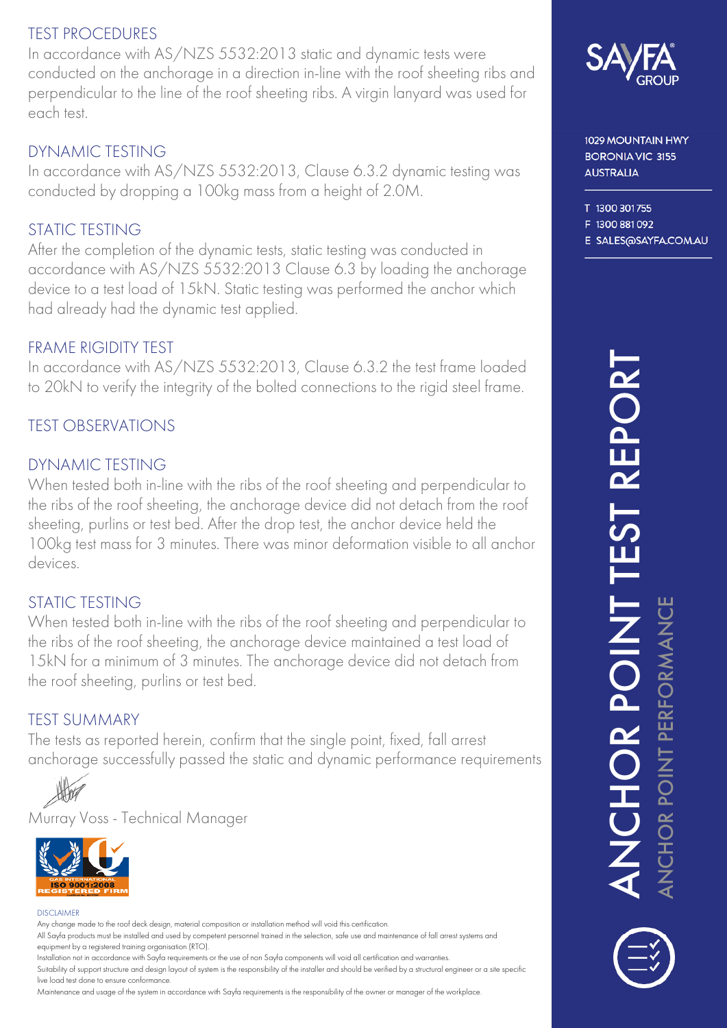## TEST PROCEDURES

In accordance with AS/NZS 5532:2013 static and dynamic tests were conducted on the anchorage in a direction in-line with the roof sheeting ribs and perpendicular to the line of the roof sheeting ribs. A virgin lanyard was used for each test.

## DYNAMIC TESTING

In accordance with AS/NZS 5532:2013, Clause 6.3.2 dynamic testing was conducted by dropping a 100kg mass from a height of 2.0M.

## STATIC TESTING

After the completion of the dynamic tests, static testing was conducted in accordance with AS/NZS 5532:2013 Clause 6.3 by loading the anchorage device to a test load of 15kN. Static testing was performed the anchor which had already had the dynamic test applied.

## FRAME RIGIDITY TEST

In accordance with AS/NZS 5532:2013, Clause 6.3.2 the test frame loaded to 20kN to verify the integrity of the bolted connections to the rigid steel frame.

## TEST OBSERVATIONS

## DYNAMIC TESTING

When tested both in-line with the ribs of the roof sheeting and perpendicular to the ribs of the roof sheeting, the anchorage device did not detach from the roof sheeting, purlins or test bed. After the drop test, the anchor device held the 100kg test mass for 3 minutes. There was minor deformation visible to all anchor devices.

## STATIC TESTING

When tested both in-line with the ribs of the roof sheeting and perpendicular to the ribs of the roof sheeting, the anchorage device maintained a test load of 15kN for a minimum of 3 minutes. The anchorage device did not detach from the roof sheeting, purlins or test bed.

## TEST SUMMARY

The tests as reported herein, confirm that the single point, fixed, fall arrest anchorage successfully passed the static and dynamic performance requirements

Murray Voss - Technical Manager

QAS INTERNATIONAL ISO 9001:2008 REGISTERED FIRM

DISCLAIMER

Any change made to the roof deck design, material composition or installation method will void this certification.

All Sayfa products must be installed and used by competent personnel trained in the selection, safe use and maintenance of fall arrest systems and equipment by a registered training organisation (RTO).

Installation not in accordance with Sayfa requirements or the use of non Sayfa components will void all certification and warranties.

Suitability of support structure and design layout of system is the responsibility of the installer and should be verified by a structural engineer or a site specific live load test done to ensure conformance.

Maintenance and usage of the system in accordance with Sayfa requirements is the responsibility of the owner or manager of the workplace.

SAYFA GROUP

1029 MOUNTAIN HWY
BORONIA VIC 3155
AUSTRALIA

T 1300 301 755
F 1300 881 092
E SALES@SAYFA.COM.AU

# ANCHOR POINT TEST REPORT

ANCHOR POINT PERFORMANCE